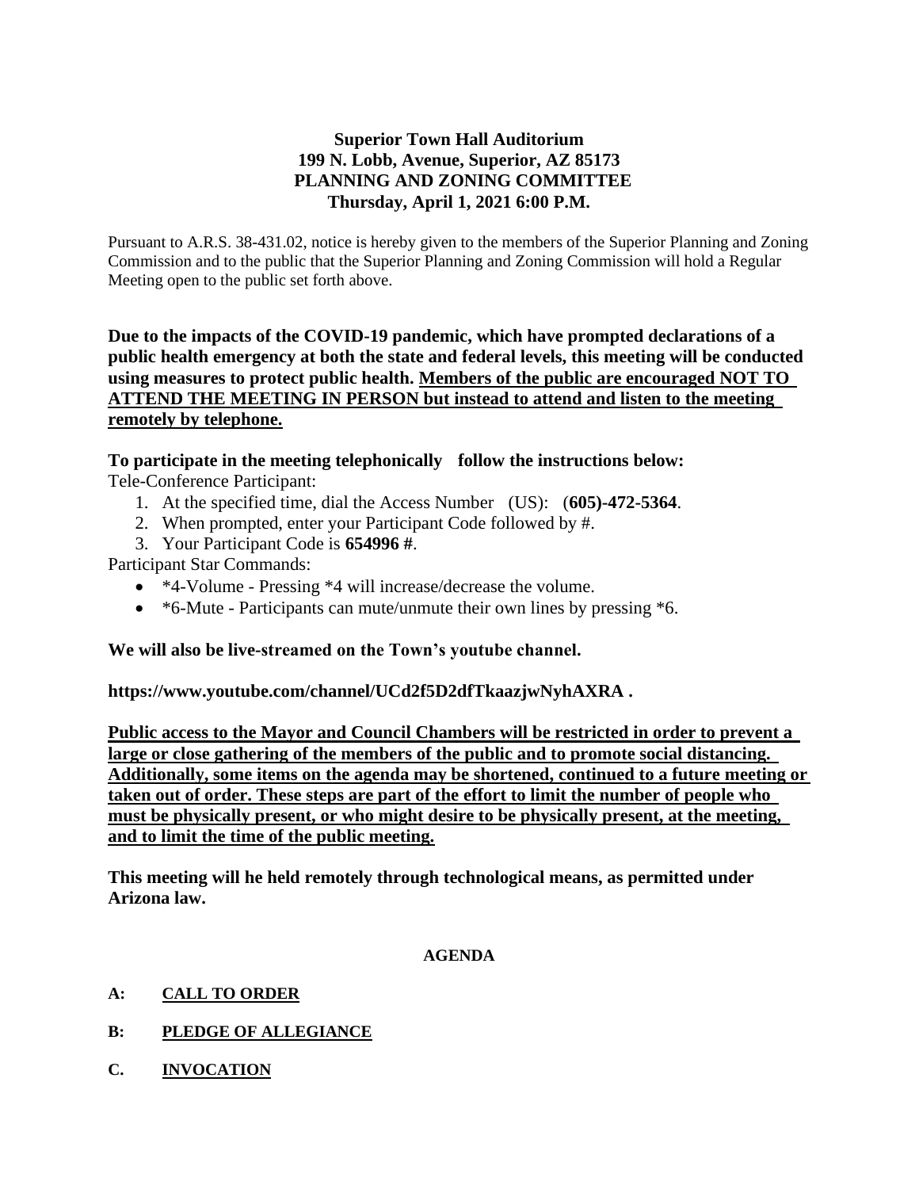**Superior Town Hall Auditorium**
**199 N. Lobb, Avenue, Superior, AZ 85173**
**PLANNING AND ZONING COMMITTEE**
**Thursday, April 1, 2021 6:00 P.M.**

Pursuant to A.R.S. 38-431.02, notice is hereby given to the members of the Superior Planning and Zoning Commission and to the public that the Superior Planning and Zoning Commission will hold a Regular Meeting open to the public set forth above.

**Due to the impacts of the COVID-19 pandemic, which have prompted declarations of a public health emergency at both the state and federal levels, this meeting will be conducted using measures to protect public health. <u>Members of the public are encouraged NOT TO ATTEND THE MEETING IN PERSON but instead to attend and listen to the meeting remotely by telephone.</u>**

**To participate in the meeting telephonically follow the instructions below:**

Tele-Conference Participant:

1. At the specified time, dial the Access Number (US): (**605)-472-5364**.
2. When prompted, enter your Participant Code followed by #.
3. Your Participant Code is **654996 #**.

Participant Star Commands:

- *4-Volume - Pressing *4 will increase/decrease the volume.
- *6-Mute - Participants can mute/unmute their own lines by pressing *6.

**We will also be live-streamed on the Town's youtube channel.**

**https://www.youtube.com/channel/UCd2f5D2dfTkaazjwNyhAXRA .**

**<u>Public access to the Mayor and Council Chambers will be restricted in order to prevent a large or close gathering of the members of the public and to promote social distancing. Additionally, some items on the agenda may be shortened, continued to a future meeting or taken out of order. These steps are part of the effort to limit the number of people who must be physically present, or who might desire to be physically present, at the meeting, and to limit the time of the public meeting.</u>**

**This meeting will he held remotely through technological means, as permitted under Arizona law.**

**AGENDA**

**A: <u>CALL TO ORDER</u>**

**B: <u>PLEDGE OF ALLEGIANCE</u>**

**C. <u>INVOCATION</u>**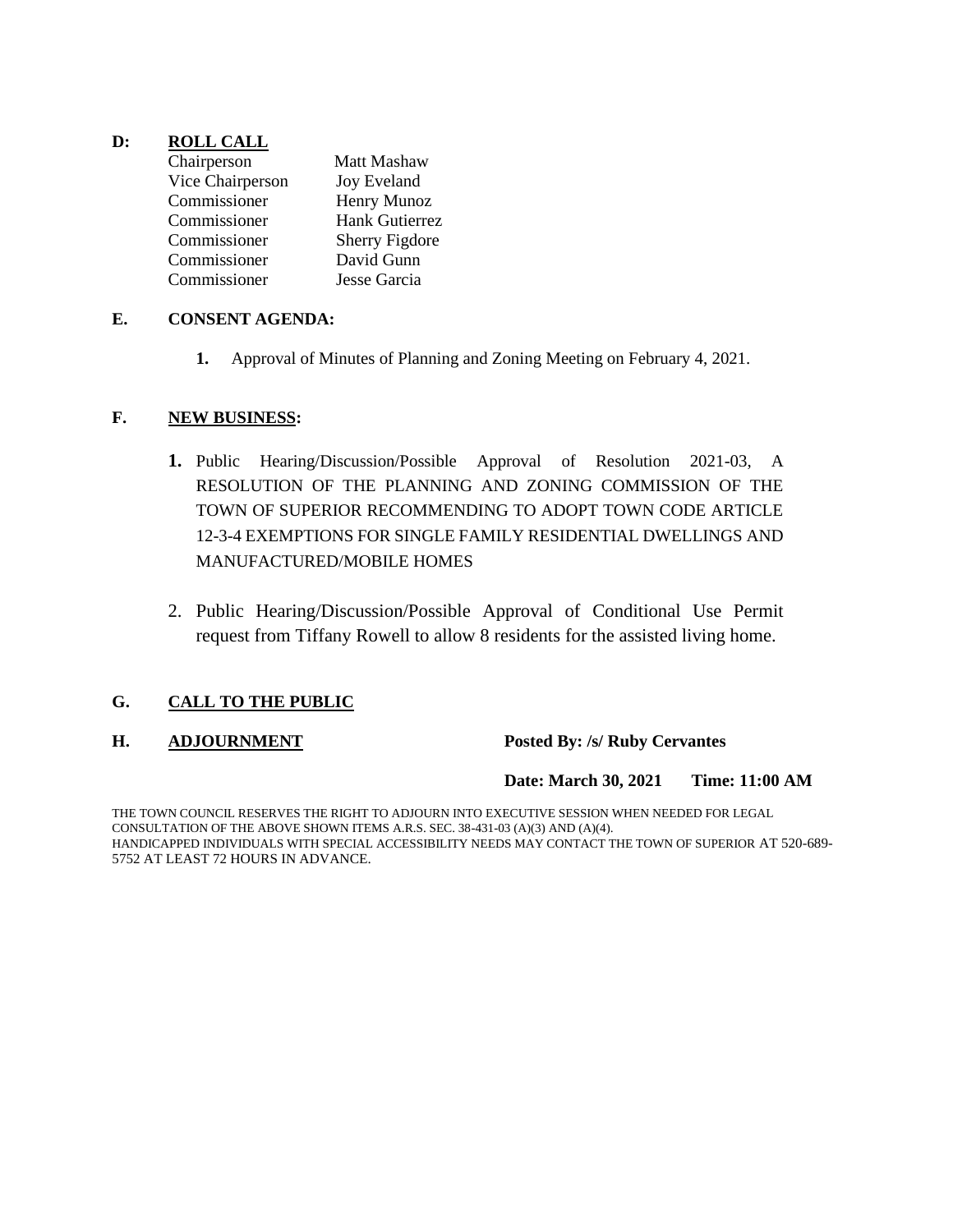**D: ROLL CALL**

| | |
|---|---|
| Chairperson | Matt Mashaw |
| Vice Chairperson | Joy Eveland |
| Commissioner | Henry Munoz |
| Commissioner | Hank Gutierrez |
| Commissioner | Sherry Figdore |
| Commissioner | David Gunn |
| Commissioner | Jesse Garcia |

**E. CONSENT AGENDA:**

1. Approval of Minutes of Planning and Zoning Meeting on February 4, 2021.

**F. NEW BUSINESS:**

1. Public Hearing/Discussion/Possible Approval of Resolution 2021-03, A RESOLUTION OF THE PLANNING AND ZONING COMMISSION OF THE TOWN OF SUPERIOR RECOMMENDING TO ADOPT TOWN CODE ARTICLE 12-3-4 EXEMPTIONS FOR SINGLE FAMILY RESIDENTIAL DWELLINGS AND MANUFACTURED/MOBILE HOMES

2. Public Hearing/Discussion/Possible Approval of Conditional Use Permit request from Tiffany Rowell to allow 8 residents for the assisted living home.

**G. CALL TO THE PUBLIC**

**H. ADJOURNMENT**

**Posted By: /s/ Ruby Cervantes**

**Date: March 30, 2021 Time: 11:00 AM**

THE TOWN COUNCIL RESERVES THE RIGHT TO ADJOURN INTO EXECUTIVE SESSION WHEN NEEDED FOR LEGAL CONSULTATION OF THE ABOVE SHOWN ITEMS A.R.S. SEC. 38-431-03 (A)(3) AND (A)(4).
HANDICAPPED INDIVIDUALS WITH SPECIAL ACCESSIBILITY NEEDS MAY CONTACT THE TOWN OF SUPERIOR AT 520-689-5752 AT LEAST 72 HOURS IN ADVANCE.